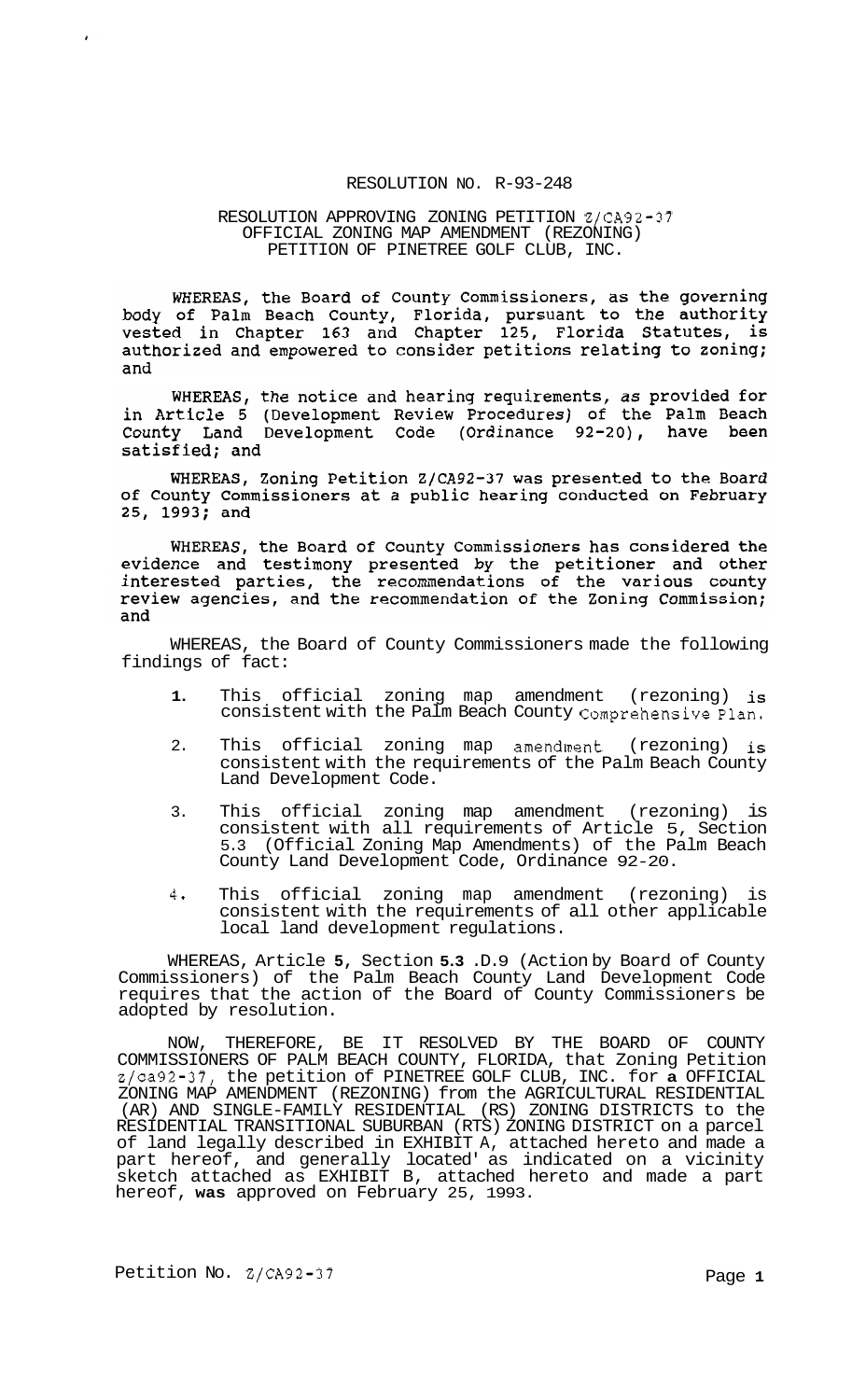# RESOLUTION NO. R-93-248

## RESOLUTION APPROVING ZONING PETITION Z/CA92-37 OFFICIAL ZONING MAP AMENDMENT (REZONING) PETITION OF PINETREE GOLF CLUB, INC.

WHEREAS, the Board of County Commissioners, as the governing body of Palm Beach County, Florida, pursuant to the authority vested in Chapter 163 and Chapter 125, Florida Statutes, is authorized and empowered to consider petitions relating to zoning; and

WHEREAS, the notice and hearing requirements, as provided for in Article 5 (Development Review Procedures) of the Palm Beach County Land Development Code (Ordinance 92-20), have been satisfied; and

WHEREAS, Zoning Petition Z/CA92-37 was presented to the Board of County Commissioners at a public hearing conducted on February 25, 1993; and

WHEREAS, the Board of County Commissioners has considered the evidence and testimony presented by the petitioner and other interested parties, the recommendations of the various county review agencies, and the recommendation of the Zoning Commission; and

WHEREAS, the Board of County Commissioners made the following findings of fact:

1. This official zoning map amendment (rezoning) is consistent with the Palm Beach County Comprehensive Plan.
2. This official zoning map amendment (rezoning) is consistent with the requirements of the Palm Beach County Land Development Code.
3. This official zoning map amendment (rezoning) is consistent with all requirements of Article 5, Section 5.3 (Official Zoning Map Amendments) of the Palm Beach County Land Development Code, Ordinance 92-20.
4. This official zoning map amendment (rezoning) is consistent with the requirements of all other applicable local land development regulations.

WHEREAS, Article **5**, Section **5.3** .D.9 (Action by Board of County Commissioners) of the Palm Beach County Land Development Code requires that the action of the Board of County Commissioners be adopted by resolution.

NOW, THEREFORE, BE IT RESOLVED BY THE BOARD OF COUNTY COMMISSIONERS OF PALM BEACH COUNTY, FLORIDA, that Zoning Petition Z/CA92-37, the petition of PINETREE GOLF CLUB, INC. for **a** OFFICIAL ZONING MAP AMENDMENT (REZONING) from the AGRICULTURAL RESIDENTIAL (AR) AND SINGLE-FAMILY RESIDENTIAL (RS) ZONING DISTRICTS to the RESIDENTIAL TRANSITIONAL SUBURBAN (RTS) ZONING DISTRICT on a parcel of land legally described in EXHIBIT A, attached hereto and made a part hereof, and generally located' as indicated on a vicinity sketch attached as EXHIBIT B, attached hereto and made a part hereof, **was** approved on February 25, 1993.

Petition No. Z/CA92-37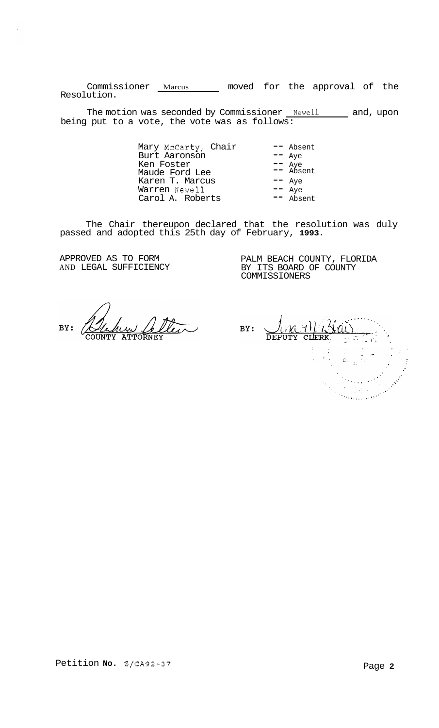Commissioner Marcus moved for the approval of the Resolution.

The motion was seconded by Commissioner Newell and, upon being put to a vote, the vote was as follows:

| | |
|---|---|
| Mary McCarty, Chair | -- Absent |
| Burt Aaronson | -- Aye |
| Ken Foster | -- Aye |
| Maude Ford Lee | -- Absent |
| Karen T. Marcus | -- Aye |
| Warren Newell | -- Aye |
| Carol A. Roberts | -- Absent |

The Chair thereupon declared that the resolution was duly passed and adopted this 25th day of February, 1993.

APPROVED AS TO FORM AND LEGAL SUFFICIENCY

BY: COUNTY ATTORNEY

PALM BEACH COUNTY, FLORIDA BY ITS BOARD OF COUNTY COMMISSIONERS

BY: DEPUTY CLERK

Petition No. Z/CA92-37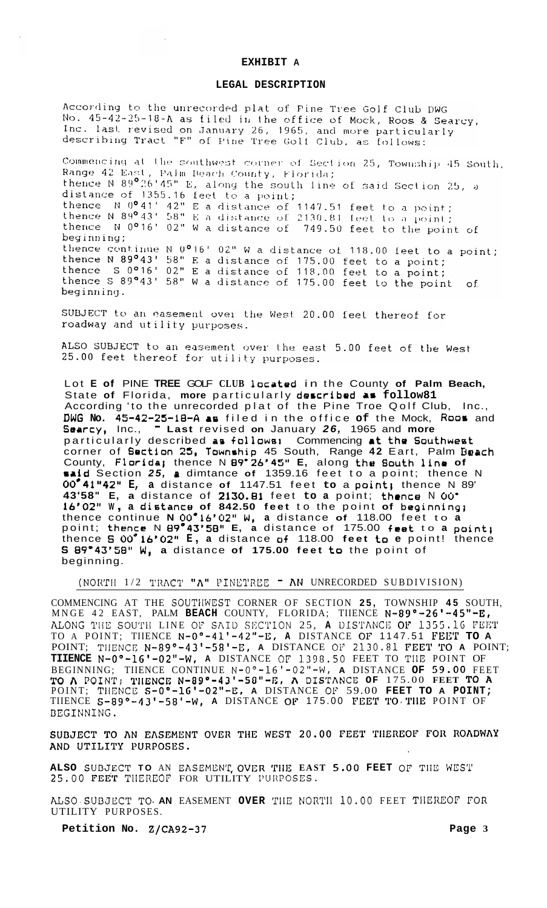# EXHIBIT A

## LEGAL DESCRIPTION

According to the unrecorded plat of Pine Tree Golf Club DWG No. 45-42-25-18-A as filed in the office of Mock, Roos & Searcy, Inc. last revised on January 26, 1965, and more particularly describing Tract "F" of Pine Tree Golf Club, as follows:

Commencing at the southwest corner of Section 25, Township 45 South, Range 42 East, Palm Beach County, Florida;
thence N 89°26'45" E, along the south line of said Section 25, a distance of 1355.16 feet to a point;
thence N 0°41' 42" E a distance of 1147.51 feet to a point;
thence N 89°43' 58" E a distance of 2130.81 feet to a point;
thence N 0°16' 02" W a distance of 749.50 feet to the point of beginning;
thence continue N 0°16' 02" W a distance of 118.00 feet to a point;
thence N 89°43' 58" E a distance of 175.00 feet to a point;
thence S 0°16' 02" E a distance of 118.00 feet to a point;
thence S 89°43' 58" W a distance of 175.00 feet to the point of beginning.

SUBJECT to an easement over the West 20.00 feet thereof for roadway and utility purposes.

ALSO SUBJECT to an easement over the east 5.00 feet of the West 25.00 feet thereof for utility purposes.

Lot **E of** PINE **TREE** GOLF **CLUB located** in the County **of Palm Beach,** State **of** Florida, **more** particularly **described as follow81** According 'to the unrecorded plat of the Pine Troe Qolf Club, Inc., **DWG No. 45-42-25-18-A as** filed in the office **of** the Mock, **Roos** and **Searcy,** Inc., **" Last** revised **on** January *26,* 1965 and **more** particularly described **as follows:** Commencing **at the Southwest** corner of **Section 25, Township** 45 South, Range **42** Eart, Palm **Beach** County, **Florida;** thence N **89°26'45" E,** along **the South line of said** Section *25,* **a** dimtance **of** 1359.16 feet to a point; thence N **00°41"42" E, a** distance **of** 1147.51 feet **to** a **point;** thence N 89' **43'58" E, a** distance of **2130.81** feet **to a** point; **thence** N 00° **16'02" W, a distance of 842.50 feet** to the point **of beginning;** thence continue **N 00°16'02" W, a** distance **of** 118.00 feet **to a** point; **thence** N **89°43'58" E, a** distance of 175.00 **feet** to a **point;** thence **S 00°16'02" E,** a distance **of** 118.00 **feet to e** point! thence **S 89°43'58" W, a** distance **of 175.00 feet to** the point of beginning.

(NORTH 1/2 TRACT "A" PINETREE - AN UNRECORDED SUBDIVISION)

COMMENCING AT THE SOUTHWEST CORNER OF SECTION **25,** TOWNSHIP **45** SOUTH, MNGE 42 EAST, PALM **BEACH** COUNTY, FLORIDA; THENCE **N-89°-26'-45"-E,** ALONG THE SOUTH LINE OF SAID SECTION 25, **A** DISTANCE **OF** 1355.16 FEET TO A POINT; THENCE **N-0°-41'-42"-E, A** DISTANCE **OF** 1147.51 **FEET TO A** POINT; THENCE **N-89°-43'-58"-E, A** DISTANCE OF 2130.81 **FEET TO A** POINT; **THENCE N-0°-16'-02"-W, A** DISTANCE OF 1398.50 FEET TO THE POINT OF BEGINNING; THENCE CONTINUE **N-0°-16'-02"-W, A** DISTANCE **OF 59.00** FEET **TO A** POINT; **THENCE N-89°-43'-58"-E, A** DISTANCE **OF** 175.00 **FEET TO A** POINT; THENCE **S-0°-16'-02"-E, A** DISTANCE OF 59.00 **FEET TO A POINT;** THENCE **S-89°-43'-58'-W, A** DISTANCE **OF** 175.00 **FEET TO THE** POINT OF BEGINNING.

**SUBJECT TO AN EASEMENT OVER THE WEST 20.00 FEET THEREOF FOR ROADWAY AND UTILITY PURPOSES.**

**ALSO** SUBJECT **TO** AN EASEMENT, OVER THE **EAST 5.00 FEET** OF THE WEST 25.00 **FEET** THEREOF FOR UTILITY PURPOSES.

ALSO SUBJECT TO **AN** EASEMENT **OVER** THE NORTH 10.00 FEET THEREOF FOR UTILITY PURPOSES.

**Petition No. Z/CA92-37**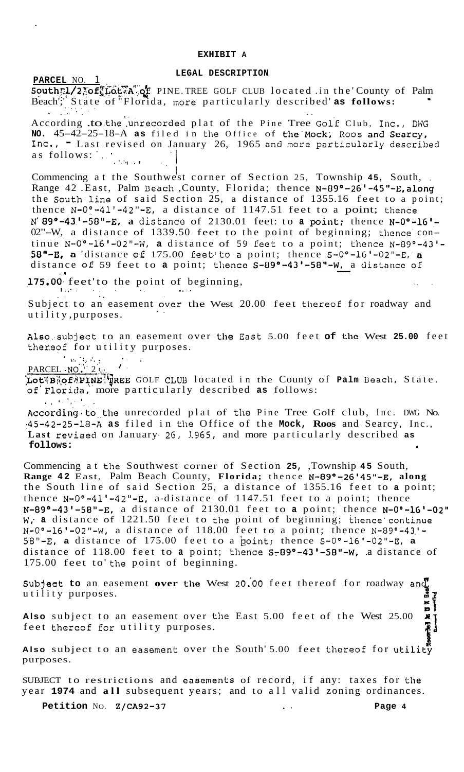# EXHIBIT A

## LEGAL DESCRIPTION

**PARCEL** NO. 1

South 1/2 of Lot A of PINE TREE GOLF CLUB located in the County of Palm Beach, State of Florida, more particularly described **as follows:**

According to the unrecorded plat of the Pine Tree Golf Club, Inc., DWG **NO.** 45-42-25-18-A **as** filed in the Office of the Mock, Roos and Searcy, Inc., - Last revised on January 26, 1965 and more particularly described as follows:

Commencing at the Southwest corner of Section 25, Township **45**, South, Range 42 East, Palm Beach County, Florida; thence N-89°-26'-45"-E, along the South line of said Section 25, a distance of 1355.16 feet to a point; thence N-0°-41'-42"-E, a distance of 1147.51 feet to a point; thence N 89°-43'-58"-E, **a** distance of 2130.01 feet: to **a** point; thence N-0°-16'-02"-W, a distance of 1339.50 feet to the point of beginning; thence continue N-0°-16'-02"-W, **a** distance of 59 feet to a point; thence N-89°-43'-58"-E, **a** distance of 175.00 feet to a point; thence S-0°-16'-02"-E, **a** distance of 59 feet to **a** point; thence S-89°-43'-58"-W, a distance of **175.00** feet to the point of beginning,

Subject to an easement over the West 20.00 feet thereof for roadway and utility purposes.

Also subject to an easement over the East 5.00 feet **of** the West **25.00** feet thereof for utility purposes.

PARCEL NO. 2

**Lot B of PINE TREE** GOLF CLUB located in the County of **Palm** Beach, State of Florida, more particularly described **as** follows:

According to the unrecorded plat of the Pine Tree Golf club, Inc. DWG No. 45-42-25-18-A **as** filed in the Office of the **Mock, Roos** and Searcy, Inc., **Last** revised on January 26, 1965, and more particularly described **as follows:**

Commencing at the Southwest corner of Section **25**, Township **45** South, **Range 42** East, Palm Beach County, **Florida;** thence N-89°-26'45"-E, **along** the South line of said Section 25, a distance of 1355.16 feet to **a** point; thence N-0°-41'-42"-E, a distance of 1147.51 feet to a point; thence N-89°-43'-58"-E, a distance of 2130.01 feet to **a** point; thence N-0°-16'-02" W, **a** distance of 1221.50 feet to the point of beginning; thence continue N-0°-16'-02"-W, a distance of 118.00 feet to a point; thence N-89°-43'-58"-E, **a** distance of 175.00 feet to a point; thence S-0°-16'-02"-E, **a** distance of 118.00 feet to **a** point; thence S-89°-43'-58"-W, a distance of 175.00 feet to the point of beginning.

Subject **to** an easement **over the** West 20.00 feet thereof for roadway and utility purposes.

**Also** subject to an easement over the East 5.00 feet of the West 25.00 feet thereof for utility purposes.

**Also** subject to an easement over the South 5.00 feet thereof for utility purposes.

SUBJECT to restrictions and easements of record, if any: taxes for the year **1974** and **all** subsequent years; and to all valid zoning ordinances.

**Petition** NO. **Z/CA92-37**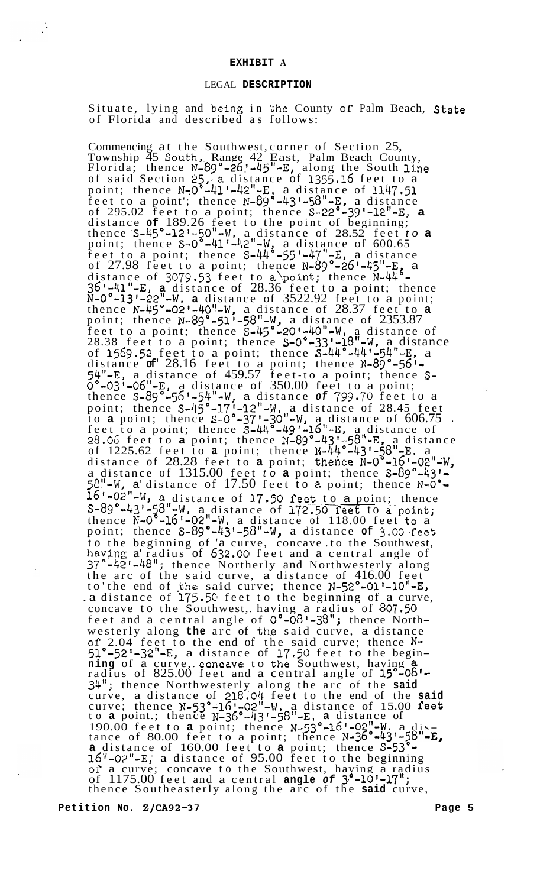**EXHIBIT A**

LEGAL **DESCRIPTION**

Situate, lying and being in the County of Palm Beach, State of Florida and described as follows:

Commencing at the Southwest corner of Section 25, Township 45 South, Range 42 East, Palm Beach County, Florida; thence N-89°-26'-45"-E, along the South line of said Section 25, a distance of 1355.16 feet to a point; thence N-0°-41'-42"-E, a distance of 1147.51 feet to a point; thence N-89°-43'-58"-E, a distance of 295.02 feet to a point; thence S-22°-39'-12"-E, a distance of 189.26 feet to the point of beginning; thence S-45°-12'-50"-W, a distance of 28.52 feet to a point; thence S-0°-41'-42"-W, a distance of 600.65 feet to a point; thence S-44°-55'-47"-E, a distance of 27.98 feet to a point; thence N-89°-26'-45"-E, a distance of 3079.53 feet to a point; thence N-44°-36'-41"-E, a distance of 28.36 feet to a point; thence N-0°-13'-22"-W, a distance of 3522.92 feet to a point; thence N-45°-02'-40"-W, a distance of 28.37 feet to a point; thence N-89°-51'-58"-W, a distance of 2353.87 feet to a point; thence S-45°-20'-40"-W, a distance of 28.38 feet to a point; thence S-0°-33'-18"-W, a distance of 1569.52 feet to a point; thence S-44°-44'-54"-E, a distance of 28.16 feet to a point; thence N-89°-56'-54"-E, a distance of 459.57 feet to a point; thence S-0°-03'-06"-E, a distance of 350.00 feet to a point; thence S-89°-56'-54"-W, a distance of 799.70 feet to a point; thence S-45°-17'-12"-W, a distance of 28.45 feet to a point; thence S-0°-37'-30"-W, a distance of 606.75 feet to a point; thence S-44°-49'-16"-E, a distance of 28.06 feet to a point; thence N-89°-43'-58"-E, a distance of 1225.62 feet to a point; thence N-44°-43'-58"-E, a distance of 28.28 feet to a point; thence N-0°-16'-02"-W, a distance of 1315.00 feet to a point; thence S-89°-43'-58"-W, a distance of 17.50 feet to a point; thence N-0°-16'-02"-W, a distance of 17.50 feet to a point; thence S-89°-43'-58"-W, a distance of 172.50 feet to a point; thence N-0°-16'-02"-W, a distance of 118.00 feet to a point; thence S-89°-43'-58"-W, a distance of 3.00 feet to the beginning of a curve, concave to the Southwest, having a radius of 632.00 feet and a central angle of 37°-42'-48"; thence Northerly and Northwesterly along the arc of the said curve, a distance of 416.00 feet to the end of the said curve; thence N-52°-01'-10"-E, a distance of 175.50 feet to the beginning of a curve, concave to the Southwest, having a radius of 807.50 feet and a central angle of 0°-08'-38"; thence Northwesterly along the arc of the said curve, a distance of 2.04 feet to the end of the said curve; thence N-51°-52'-32"-E, a distance of 17.50 feet to the beginning of a curve, concave to the Southwest, having a radius of 825.00 feet and a central angle of 15°-08'-34"; thence Northwesterly along the arc of the said curve, a distance of 218.04 feet to the end of the said curve; thence N-53°-16'-02"-W, a distance of 15.00 feet to a point; thence N-36°-43'-58"-E, a distance of 190.00 feet to a point; thence N-53°-16'-02"-W, a distance of 80.00 feet to a point; thence N-36°-43'-58"-E, a distance of 160.00 feet to a point; thence S-53°-16'-02"-E, a distance of 95.00 feet to the beginning of a curve, concave to the Southwest, having a radius of 1175.00 feet and a central angle of 3°-10'-17"; thence Southeasterly along the arc of the said curve,

Petition No. Z/CA92-37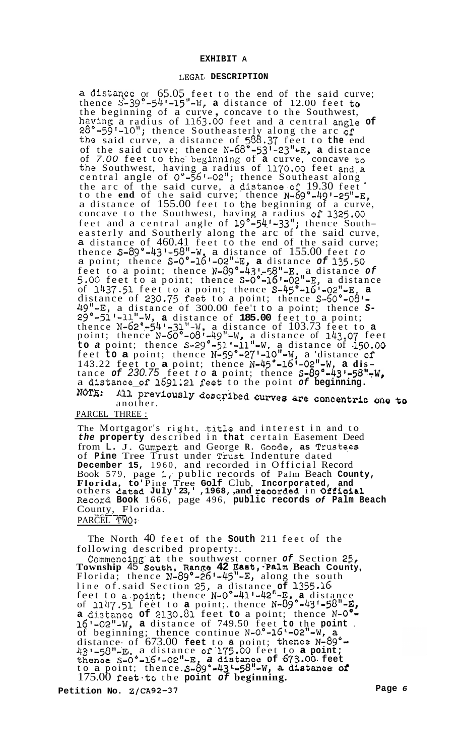## EXHIBIT A

### LEGAL DESCRIPTION

a distance of 65.05 feet to the end of the said curve; thence S-39°-54'-15"-W, a distance of 12.00 feet to the beginning of a curve, concave to the Southwest, having a radius of 1163.00 feet and a central angle of 28°-59'-10"; thence Southeasterly along the arc of the said curve, a distance of 588.37 feet to the end of the said curve; thence N-68°-53'-23"-E, a distance of 7.00 feet to the beginning of a curve, concave to the Southwest, having a radius of 1170.00 feet and a central angle of 0°-56'-02"; thence Southeast along the arc of the said curve, a distance of 19.30 feet to the end of the said curve; thence N-69°-49'-25"-E, a distance of 155.00 feet to the beginning of a curve, concave to the Southwest, having a radius of 1325.00 feet and a central angle of 19°-54'-33"; thence Southeasterly and Southerly along the arc of the said curve, a distance of 460.41 feet to the end of the said curve; thence S-89°-43'-58"-W, a distance of 155.00 feet to a point; thence S-0°-16'-02"-E, a distance of 135.50 feet to a point; thence N-89°-43'-58"-E, a distance of 5.00 feet to a point; thence S-0°-16'-02"-E, a distance of 1437.51 feet to a point; thence S-45°-16'-02"-E, a distance of 230.75 feet to a point; thence S-60°-08'-49"-E, a distance of 300.00 fee't to a point; thence S-29°-51'-11"-W, a distance of **185.00** feet to a point; thence N-62°-54'-31"-W, a distance of 103.73 feet to a point; thence N-60°-08'-49"-W, a distance of 143.07 feet to a point; thence S-29°-51'-11"-W, a distance of 150.00 feet to a point; thence N-59°-27'-10"-W, a distance of 143.22 feet to a point; thence N-45°-16'-02"-W, a distance *of 230.75* feet *to* a point; thence S-89°-43'-58"-W, a distance of 1691.21 feet to the point *of* **beginning.**

NOTE: All previously described curves are concentric one to another.

PARCEL THREE :

The Mortgagor's right, title and interest in and to *the* **property** described in **that** certain Easement Deed from L. J. Gumpert and George R. Goode, as Trustees of **Pine** Tree Trust under Trust Indenture dated **December 15,** 1960, and recorded in Official Record Book 579, page 1, public records of Palm Beach **County, Florida, to** Pine Tree **Golf** Club, **Incorporated, and** others dated **July 23, 1968, and** recorded in Official Record **Book** 1666, page 496, **public records** *of* **Palm Beach** County, Florida.

PARCEL TWO:

The North 40 feet of the **South** 211 feet of the following described property:.

Commencing at the southwest corner *of* Section 25, **Township** 45 **South, Range 42 East, Palm Beach County**, Florida; thence N-89°-26'-45"-E, along the south line of said Section 25, a distance **of** 1355.16 feet to a point; thence N-0°-41'-42"-E, a distance of 1147.51 feet to **a** point; thence N-89°-43'-58"-E, **a** distance **of** 2130.81 feet **to** a point; thence N-0°-16'-02"-W, **a** distance of 749.50 feet **to** the **point** of beginning; thence continue N-0°-16'-02"-W, a distance of 673.00 **feet** to a point; thence N-89°-43'-58"-E, a distance of 175.00 feet to **a point;** thence S-0°-16'-02"-E, *a* distance **of** 673.00 **feet** to a point; thence S-89°-43'-58"-W, a distance of 175.00 feet to the **point** *of* **beginning.**

**Petition No.** Z/CA92-37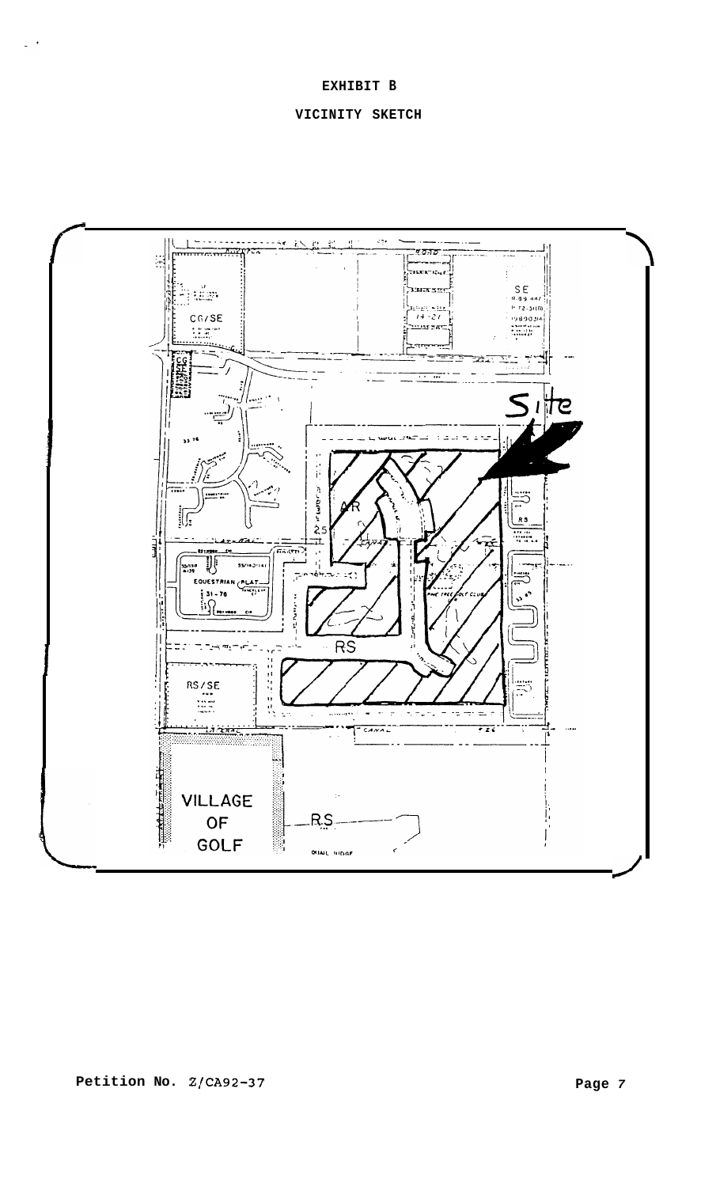**EXHIBIT B**

**VICINITY SKETCH**

Site

CG/SE

CG

SE

AR

RS

RS/SE

EQUESTRIAN PLAT

31-76

PINE TREE GOLF CLUB

CANAL

VILLAGE OF GOLF

RS

QUAIL RIDGE

**Petition No.** Z/CA92-37